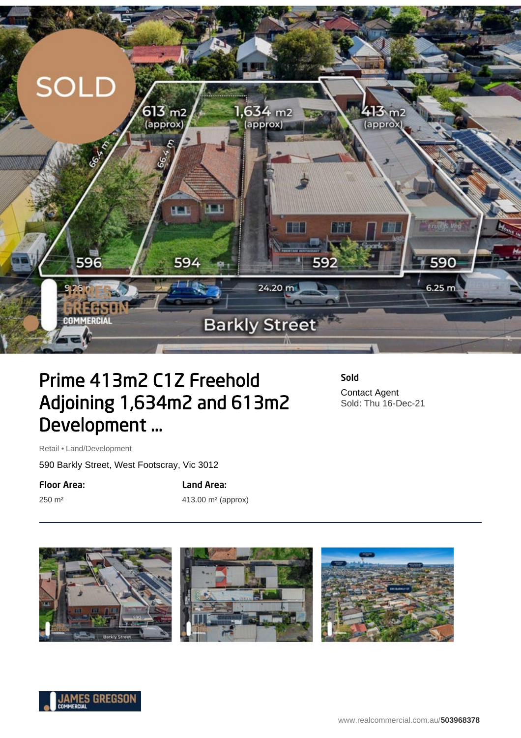# Prime 413m2 C1Z Freehold Adjoining 1,634m2 and 613m2 Development ...

**Sold**

Contact Agent

Sold: Thu 16-Dec-21

Retail • Land/Development

590 Barkly Street, West Footscray, Vic 3012

**Floor Area:**

250 m²

**Land Area:**

413.00 m² (approx)

www.realcommercial.com.au/**503968378**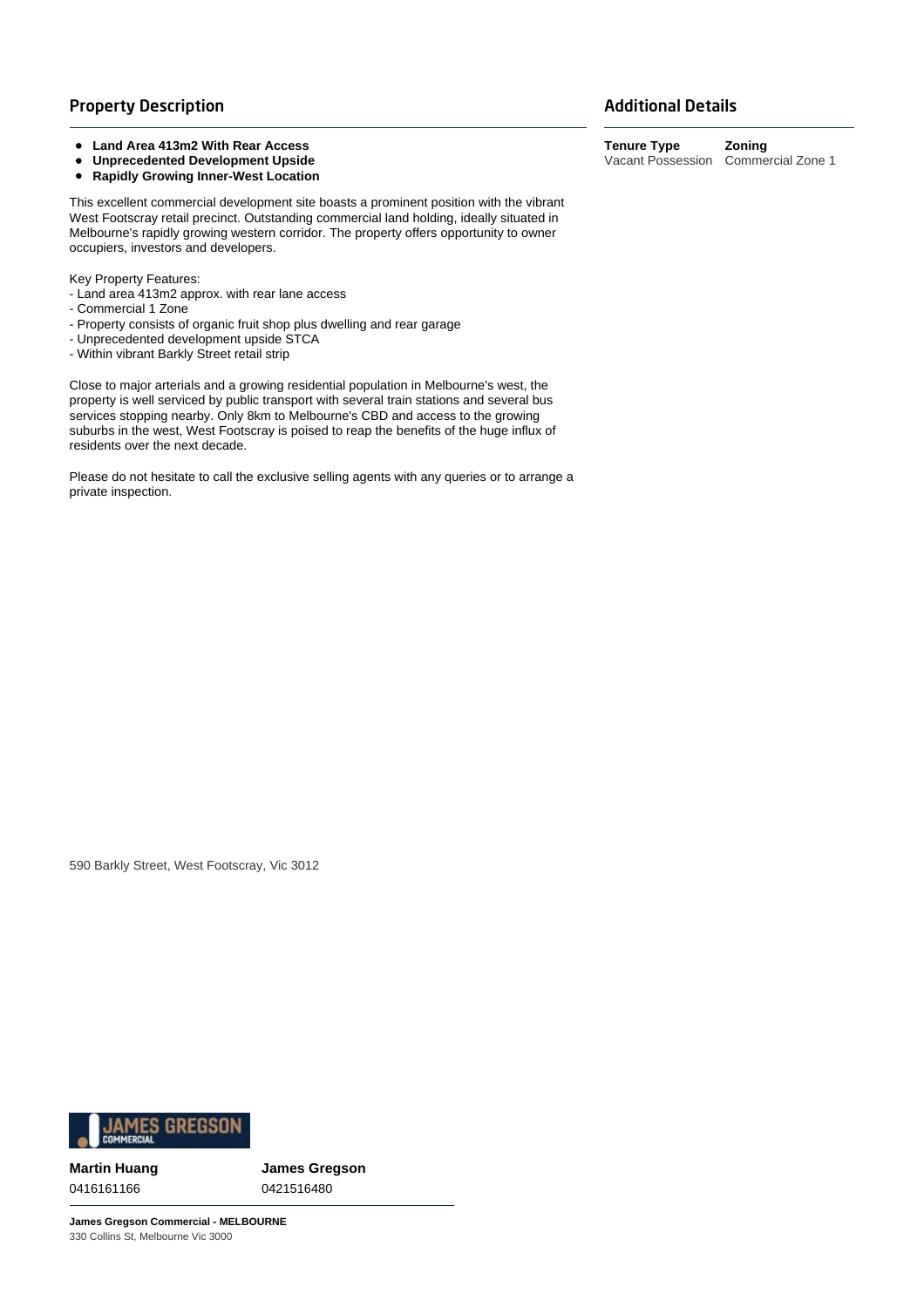## Property Description

- **Land Area 413m2 With Rear Access**
- **Unprecedented Development Upside**
- **Rapidly Growing Inner-West Location**

This excellent commercial development site boasts a prominent position with the vibrant West Footscray retail precinct. Outstanding commercial land holding, ideally situated in Melbourne's rapidly growing western corridor. The property offers opportunity to owner occupiers, investors and developers.

Key Property Features:
- Land area 413m2 approx. with rear lane access
- Commercial 1 Zone
- Property consists of organic fruit shop plus dwelling and rear garage
- Unprecedented development upside STCA
- Within vibrant Barkly Street retail strip

Close to major arterials and a growing residential population in Melbourne's west, the property is well serviced by public transport with several train stations and several bus services stopping nearby. Only 8km to Melbourne's CBD and access to the growing suburbs in the west, West Footscray is poised to reap the benefits of the huge influx of residents over the next decade.

Please do not hesitate to call the exclusive selling agents with any queries or to arrange a private inspection.

## Additional Details

| Tenure Type | Zoning |
| --- | --- |
| Vacant Possession | Commercial Zone 1 |

590 Barkly Street, West Footscray, Vic 3012

JAMES GREGSON COMMERCIAL

**Martin Huang**
0416161166

**James Gregson**
0421516480

**James Gregson Commercial - MELBOURNE**
330 Collins St, Melbourne Vic 3000